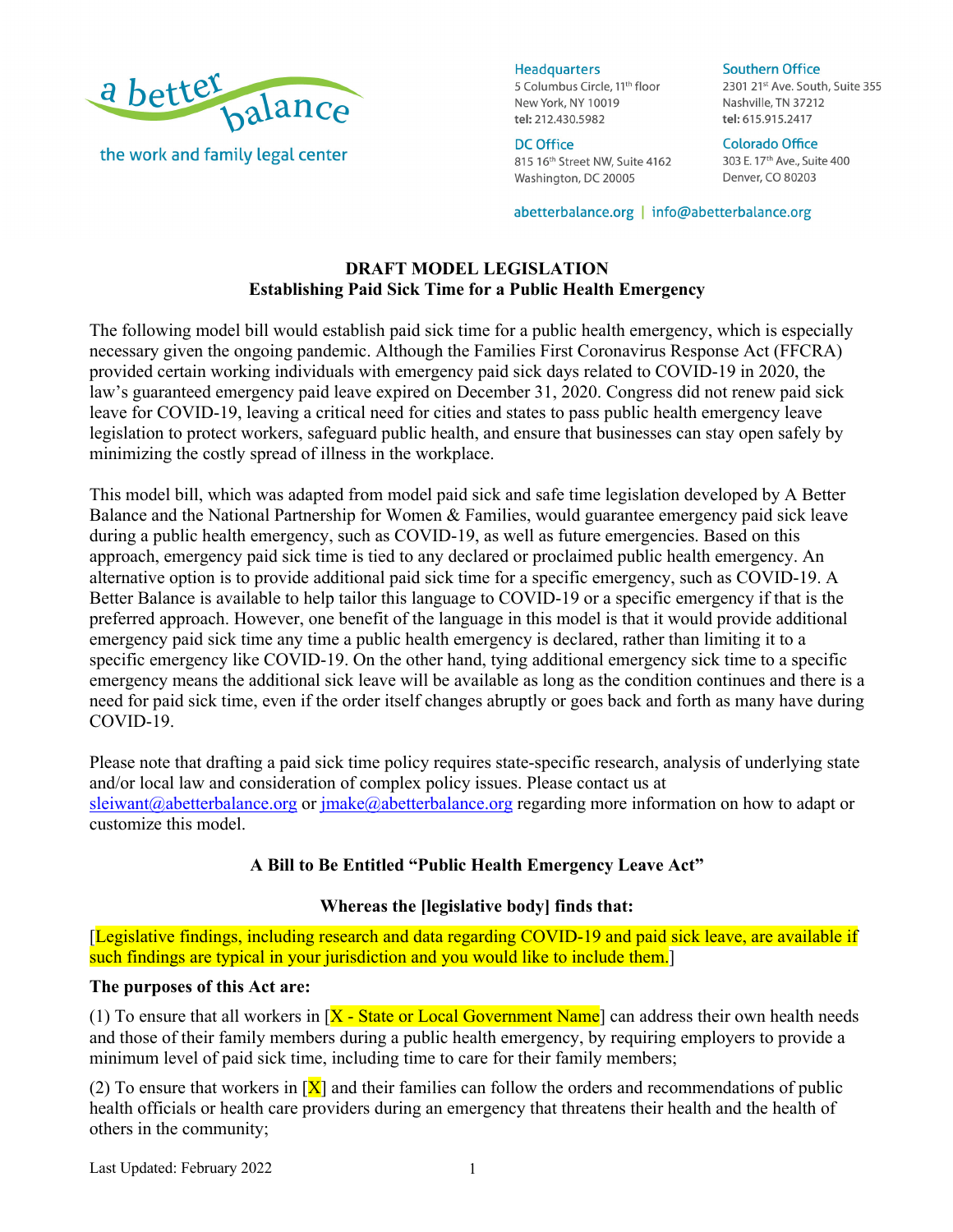a better balance

the work and family legal center

Headquarters
5 Columbus Circle, 11th floor
New York, NY 10019
tel: 212.430.5982

Southern Office
2301 21st Ave. South, Suite 355
Nashville, TN 37212
tel: 615.915.2417

DC Office
815 16th Street NW, Suite 4162
Washington, DC 20005

Colorado Office
303 E. 17th Ave., Suite 400
Denver, CO 80203

abetterbalance.org | info@abetterbalance.org

**DRAFT MODEL LEGISLATION**
**Establishing Paid Sick Time for a Public Health Emergency**

The following model bill would establish paid sick time for a public health emergency, which is especially necessary given the ongoing pandemic. Although the Families First Coronavirus Response Act (FFCRA) provided certain working individuals with emergency paid sick days related to COVID-19 in 2020, the law's guaranteed emergency paid leave expired on December 31, 2020. Congress did not renew paid sick leave for COVID-19, leaving a critical need for cities and states to pass public health emergency leave legislation to protect workers, safeguard public health, and ensure that businesses can stay open safely by minimizing the costly spread of illness in the workplace.

This model bill, which was adapted from model paid sick and safe time legislation developed by A Better Balance and the National Partnership for Women & Families, would guarantee emergency paid sick leave during a public health emergency, such as COVID-19, as well as future emergencies. Based on this approach, emergency paid sick time is tied to any declared or proclaimed public health emergency. An alternative option is to provide additional paid sick time for a specific emergency, such as COVID-19. A Better Balance is available to help tailor this language to COVID-19 or a specific emergency if that is the preferred approach. However, one benefit of the language in this model is that it would provide additional emergency paid sick time any time a public health emergency is declared, rather than limiting it to a specific emergency like COVID-19. On the other hand, tying additional emergency sick time to a specific emergency means the additional sick leave will be available as long as the condition continues and there is a need for paid sick time, even if the order itself changes abruptly or goes back and forth as many have during COVID-19.

Please note that drafting a paid sick time policy requires state-specific research, analysis of underlying state and/or local law and consideration of complex policy issues. Please contact us at sleiwant@abetterbalance.org or jmake@abetterbalance.org regarding more information on how to adapt or customize this model.

**A Bill to Be Entitled "Public Health Emergency Leave Act"**

**Whereas the [legislative body] finds that:**

[Legislative findings, including research and data regarding COVID-19 and paid sick leave, are available if such findings are typical in your jurisdiction and you would like to include them.]

**The purposes of this Act are:**

(1) To ensure that all workers in [X - State or Local Government Name] can address their own health needs and those of their family members during a public health emergency, by requiring employers to provide a minimum level of paid sick time, including time to care for their family members;

(2) To ensure that workers in [X] and their families can follow the orders and recommendations of public health officials or health care providers during an emergency that threatens their health and the health of others in the community;

Last Updated: February 2022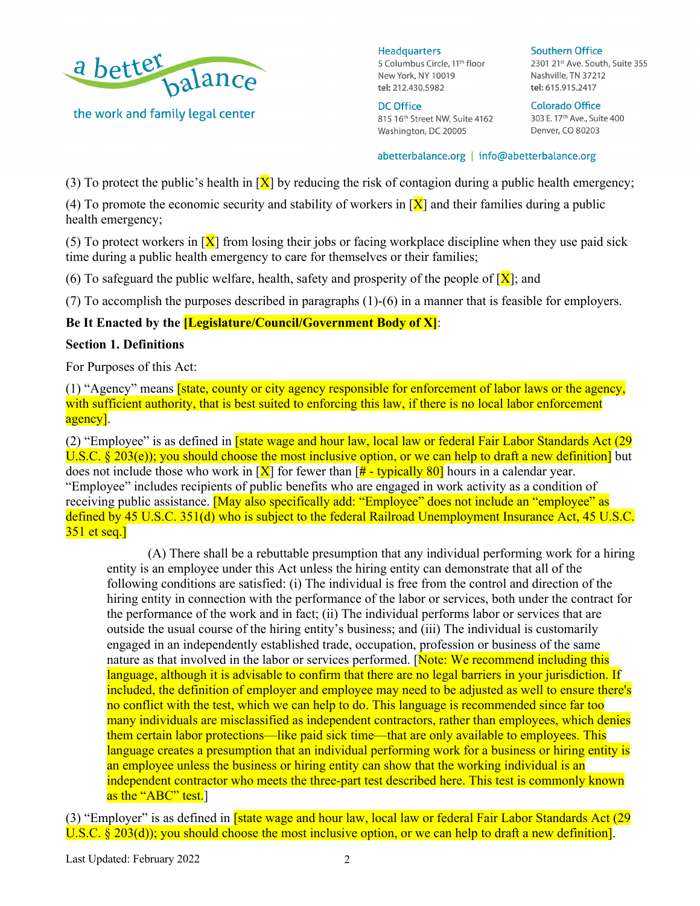(3) To protect the public's health in [X] by reducing the risk of contagion during a public health emergency;

(4) To promote the economic security and stability of workers in [X] and their families during a public health emergency;

(5) To protect workers in [X] from losing their jobs or facing workplace discipline when they use paid sick time during a public health emergency to care for themselves or their families;

(6) To safeguard the public welfare, health, safety and prosperity of the people of [X]; and

(7) To accomplish the purposes described in paragraphs (1)-(6) in a manner that is feasible for employers.

**Be It Enacted by the [Legislature/Council/Government Body of X]**:

**Section 1. Definitions**

For Purposes of this Act:

(1) "Agency" means [state, county or city agency responsible for enforcement of labor laws or the agency, with sufficient authority, that is best suited to enforcing this law, if there is no local labor enforcement agency].

(2) "Employee" is as defined in [state wage and hour law, local law or federal Fair Labor Standards Act (29 U.S.C. § 203(e)); you should choose the most inclusive option, or we can help to draft a new definition] but does not include those who work in [X] for fewer than [# - typically 80] hours in a calendar year. "Employee" includes recipients of public benefits who are engaged in work activity as a condition of receiving public assistance. [May also specifically add: "Employee" does not include an "employee" as defined by 45 U.S.C. 351(d) who is subject to the federal Railroad Unemployment Insurance Act, 45 U.S.C. 351 et seq.]

> (A) There shall be a rebuttable presumption that any individual performing work for a hiring entity is an employee under this Act unless the hiring entity can demonstrate that all of the following conditions are satisfied: (i) The individual is free from the control and direction of the hiring entity in connection with the performance of the labor or services, both under the contract for the performance of the work and in fact; (ii) The individual performs labor or services that are outside the usual course of the hiring entity's business; and (iii) The individual is customarily engaged in an independently established trade, occupation, profession or business of the same nature as that involved in the labor or services performed. [Note: We recommend including this language, although it is advisable to confirm that there are no legal barriers in your jurisdiction. If included, the definition of employer and employee may need to be adjusted as well to ensure there's no conflict with the test, which we can help to do. This language is recommended since far too many individuals are misclassified as independent contractors, rather than employees, which denies them certain labor protections—like paid sick time—that are only available to employees. This language creates a presumption that an individual performing work for a business or hiring entity is an employee unless the business or hiring entity can show that the working individual is an independent contractor who meets the three-part test described here. This test is commonly known as the "ABC" test.]

(3) "Employer" is as defined in [state wage and hour law, local law or federal Fair Labor Standards Act (29 U.S.C. § 203(d)); you should choose the most inclusive option, or we can help to draft a new definition].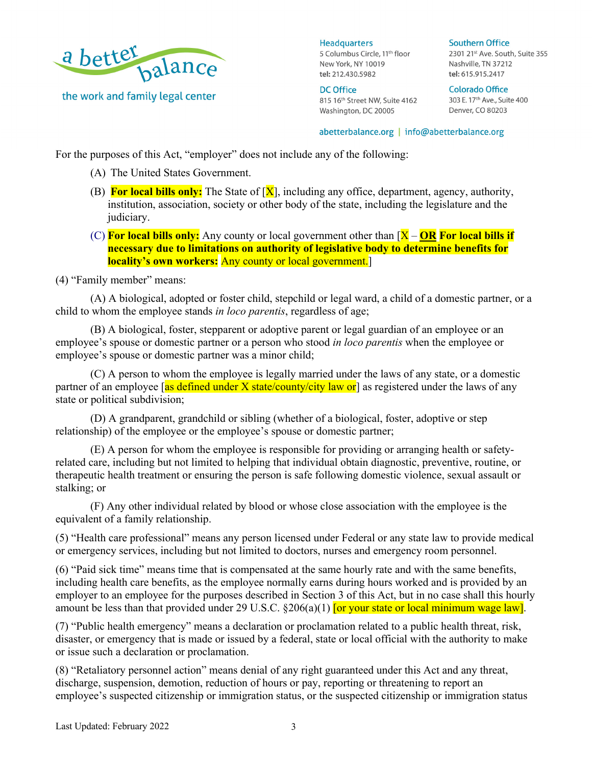For the purposes of this Act, "employer" does not include any of the following:

(A) The United States Government.

(B) **For local bills only:** The State of [X], including any office, department, agency, authority, institution, association, society or other body of the state, including the legislature and the judiciary.

(C) **For local bills only:** Any county or local government other than [X – **OR For local bills if necessary due to limitations on authority of legislative body to determine benefits for locality's own workers:** Any county or local government.]

(4) "Family member" means:

(A) A biological, adopted or foster child, stepchild or legal ward, a child of a domestic partner, or a child to whom the employee stands *in loco parentis*, regardless of age;

(B) A biological, foster, stepparent or adoptive parent or legal guardian of an employee or an employee's spouse or domestic partner or a person who stood *in loco parentis* when the employee or employee's spouse or domestic partner was a minor child;

(C) A person to whom the employee is legally married under the laws of any state, or a domestic partner of an employee [as defined under X state/county/city law or] as registered under the laws of any state or political subdivision;

(D) A grandparent, grandchild or sibling (whether of a biological, foster, adoptive or step relationship) of the employee or the employee's spouse or domestic partner;

(E) A person for whom the employee is responsible for providing or arranging health or safety-related care, including but not limited to helping that individual obtain diagnostic, preventive, routine, or therapeutic health treatment or ensuring the person is safe following domestic violence, sexual assault or stalking; or

(F) Any other individual related by blood or whose close association with the employee is the equivalent of a family relationship.

(5) "Health care professional" means any person licensed under Federal or any state law to provide medical or emergency services, including but not limited to doctors, nurses and emergency room personnel.

(6) "Paid sick time" means time that is compensated at the same hourly rate and with the same benefits, including health care benefits, as the employee normally earns during hours worked and is provided by an employer to an employee for the purposes described in Section 3 of this Act, but in no case shall this hourly amount be less than that provided under 29 U.S.C. §206(a)(1) [or your state or local minimum wage law].

(7) "Public health emergency" means a declaration or proclamation related to a public health threat, risk, disaster, or emergency that is made or issued by a federal, state or local official with the authority to make or issue such a declaration or proclamation.

(8) "Retaliatory personnel action" means denial of any right guaranteed under this Act and any threat, discharge, suspension, demotion, reduction of hours or pay, reporting or threatening to report an employee's suspected citizenship or immigration status, or the suspected citizenship or immigration status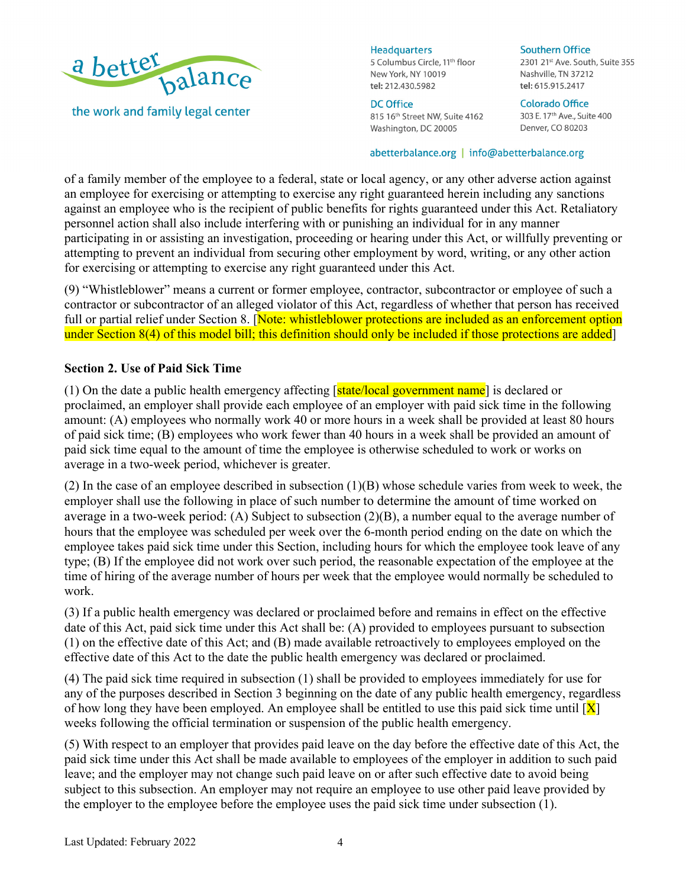of a family member of the employee to a federal, state or local agency, or any other adverse action against an employee for exercising or attempting to exercise any right guaranteed herein including any sanctions against an employee who is the recipient of public benefits for rights guaranteed under this Act. Retaliatory personnel action shall also include interfering with or punishing an individual for in any manner participating in or assisting an investigation, proceeding or hearing under this Act, or willfully preventing or attempting to prevent an individual from securing other employment by word, writing, or any other action for exercising or attempting to exercise any right guaranteed under this Act.

(9) "Whistleblower" means a current or former employee, contractor, subcontractor or employee of such a contractor or subcontractor of an alleged violator of this Act, regardless of whether that person has received full or partial relief under Section 8. [Note: whistleblower protections are included as an enforcement option under Section 8(4) of this model bill; this definition should only be included if those protections are added]

**Section 2. Use of Paid Sick Time**

(1) On the date a public health emergency affecting [state/local government name] is declared or proclaimed, an employer shall provide each employee of an employer with paid sick time in the following amount: (A) employees who normally work 40 or more hours in a week shall be provided at least 80 hours of paid sick time; (B) employees who work fewer than 40 hours in a week shall be provided an amount of paid sick time equal to the amount of time the employee is otherwise scheduled to work or works on average in a two-week period, whichever is greater.

(2) In the case of an employee described in subsection (1)(B) whose schedule varies from week to week, the employer shall use the following in place of such number to determine the amount of time worked on average in a two-week period: (A) Subject to subsection (2)(B), a number equal to the average number of hours that the employee was scheduled per week over the 6-month period ending on the date on which the employee takes paid sick time under this Section, including hours for which the employee took leave of any type; (B) If the employee did not work over such period, the reasonable expectation of the employee at the time of hiring of the average number of hours per week that the employee would normally be scheduled to work.

(3) If a public health emergency was declared or proclaimed before and remains in effect on the effective date of this Act, paid sick time under this Act shall be: (A) provided to employees pursuant to subsection (1) on the effective date of this Act; and (B) made available retroactively to employees employed on the effective date of this Act to the date the public health emergency was declared or proclaimed.

(4) The paid sick time required in subsection (1) shall be provided to employees immediately for use for any of the purposes described in Section 3 beginning on the date of any public health emergency, regardless of how long they have been employed. An employee shall be entitled to use this paid sick time until [X] weeks following the official termination or suspension of the public health emergency.

(5) With respect to an employer that provides paid leave on the day before the effective date of this Act, the paid sick time under this Act shall be made available to employees of the employer in addition to such paid leave; and the employer may not change such paid leave on or after such effective date to avoid being subject to this subsection. An employer may not require an employee to use other paid leave provided by the employer to the employee before the employee uses the paid sick time under subsection (1).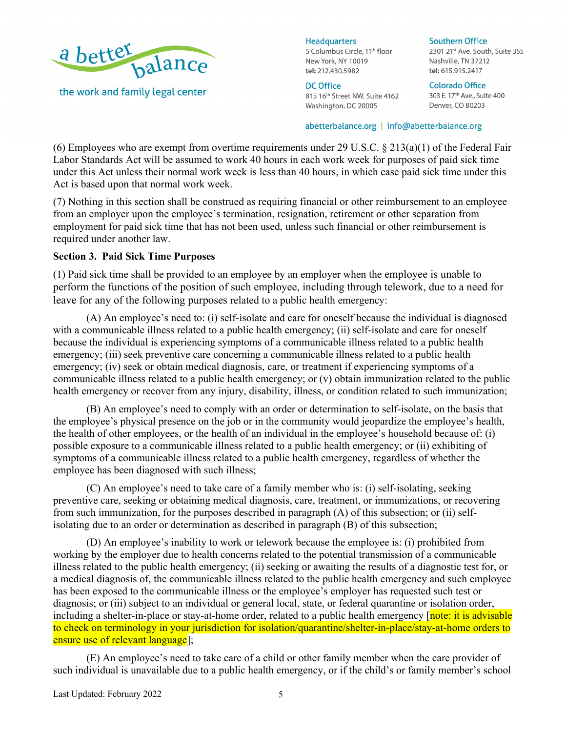(6) Employees who are exempt from overtime requirements under 29 U.S.C. § 213(a)(1) of the Federal Fair Labor Standards Act will be assumed to work 40 hours in each work week for purposes of paid sick time under this Act unless their normal work week is less than 40 hours, in which case paid sick time under this Act is based upon that normal work week.

(7) Nothing in this section shall be construed as requiring financial or other reimbursement to an employee from an employer upon the employee's termination, resignation, retirement or other separation from employment for paid sick time that has not been used, unless such financial or other reimbursement is required under another law.

**Section 3. Paid Sick Time Purposes**

(1) Paid sick time shall be provided to an employee by an employer when the employee is unable to perform the functions of the position of such employee, including through telework, due to a need for leave for any of the following purposes related to a public health emergency:

(A) An employee's need to: (i) self-isolate and care for oneself because the individual is diagnosed with a communicable illness related to a public health emergency; (ii) self-isolate and care for oneself because the individual is experiencing symptoms of a communicable illness related to a public health emergency; (iii) seek preventive care concerning a communicable illness related to a public health emergency; (iv) seek or obtain medical diagnosis, care, or treatment if experiencing symptoms of a communicable illness related to a public health emergency; or (v) obtain immunization related to the public health emergency or recover from any injury, disability, illness, or condition related to such immunization;

(B) An employee's need to comply with an order or determination to self-isolate, on the basis that the employee's physical presence on the job or in the community would jeopardize the employee's health, the health of other employees, or the health of an individual in the employee's household because of: (i) possible exposure to a communicable illness related to a public health emergency; or (ii) exhibiting of symptoms of a communicable illness related to a public health emergency, regardless of whether the employee has been diagnosed with such illness;

(C) An employee's need to take care of a family member who is: (i) self-isolating, seeking preventive care, seeking or obtaining medical diagnosis, care, treatment, or immunizations, or recovering from such immunization, for the purposes described in paragraph (A) of this subsection; or (ii) self-isolating due to an order or determination as described in paragraph (B) of this subsection;

(D) An employee's inability to work or telework because the employee is: (i) prohibited from working by the employer due to health concerns related to the potential transmission of a communicable illness related to the public health emergency; (ii) seeking or awaiting the results of a diagnostic test for, or a medical diagnosis of, the communicable illness related to the public health emergency and such employee has been exposed to the communicable illness or the employee's employer has requested such test or diagnosis; or (iii) subject to an individual or general local, state, or federal quarantine or isolation order, including a shelter-in-place or stay-at-home order, related to a public health emergency [note: it is advisable to check on terminology in your jurisdiction for isolation/quarantine/shelter-in-place/stay-at-home orders to ensure use of relevant language];

(E) An employee's need to take care of a child or other family member when the care provider of such individual is unavailable due to a public health emergency, or if the child's or family member's school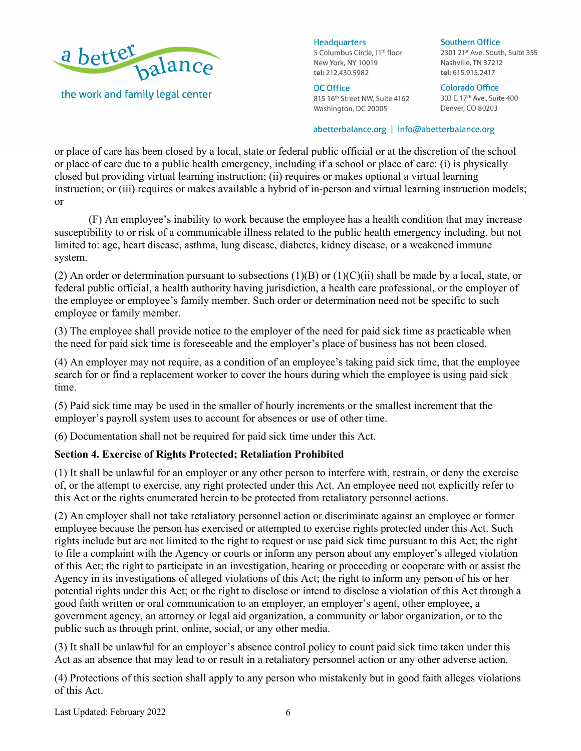or place of care has been closed by a local, state or federal public official or at the discretion of the school or place of care due to a public health emergency, including if a school or place of care: (i) is physically closed but providing virtual learning instruction; (ii) requires or makes optional a virtual learning instruction; or (iii) requires or makes available a hybrid of in-person and virtual learning instruction models; or

(F) An employee's inability to work because the employee has a health condition that may increase susceptibility to or risk of a communicable illness related to the public health emergency including, but not limited to: age, heart disease, asthma, lung disease, diabetes, kidney disease, or a weakened immune system.

(2) An order or determination pursuant to subsections (1)(B) or (1)(C)(ii) shall be made by a local, state, or federal public official, a health authority having jurisdiction, a health care professional, or the employer of the employee or employee's family member. Such order or determination need not be specific to such employee or family member.

(3) The employee shall provide notice to the employer of the need for paid sick time as practicable when the need for paid sick time is foreseeable and the employer's place of business has not been closed.

(4) An employer may not require, as a condition of an employee's taking paid sick time, that the employee search for or find a replacement worker to cover the hours during which the employee is using paid sick time.

(5) Paid sick time may be used in the smaller of hourly increments or the smallest increment that the employer's payroll system uses to account for absences or use of other time.

(6) Documentation shall not be required for paid sick time under this Act.

**Section 4. Exercise of Rights Protected; Retaliation Prohibited**

(1) It shall be unlawful for an employer or any other person to interfere with, restrain, or deny the exercise of, or the attempt to exercise, any right protected under this Act. An employee need not explicitly refer to this Act or the rights enumerated herein to be protected from retaliatory personnel actions.

(2) An employer shall not take retaliatory personnel action or discriminate against an employee or former employee because the person has exercised or attempted to exercise rights protected under this Act. Such rights include but are not limited to the right to request or use paid sick time pursuant to this Act; the right to file a complaint with the Agency or courts or inform any person about any employer's alleged violation of this Act; the right to participate in an investigation, hearing or proceeding or cooperate with or assist the Agency in its investigations of alleged violations of this Act; the right to inform any person of his or her potential rights under this Act; or the right to disclose or intend to disclose a violation of this Act through a good faith written or oral communication to an employer, an employer's agent, other employee, a government agency, an attorney or legal aid organization, a community or labor organization, or to the public such as through print, online, social, or any other media.

(3) It shall be unlawful for an employer's absence control policy to count paid sick time taken under this Act as an absence that may lead to or result in a retaliatory personnel action or any other adverse action.

(4) Protections of this section shall apply to any person who mistakenly but in good faith alleges violations of this Act.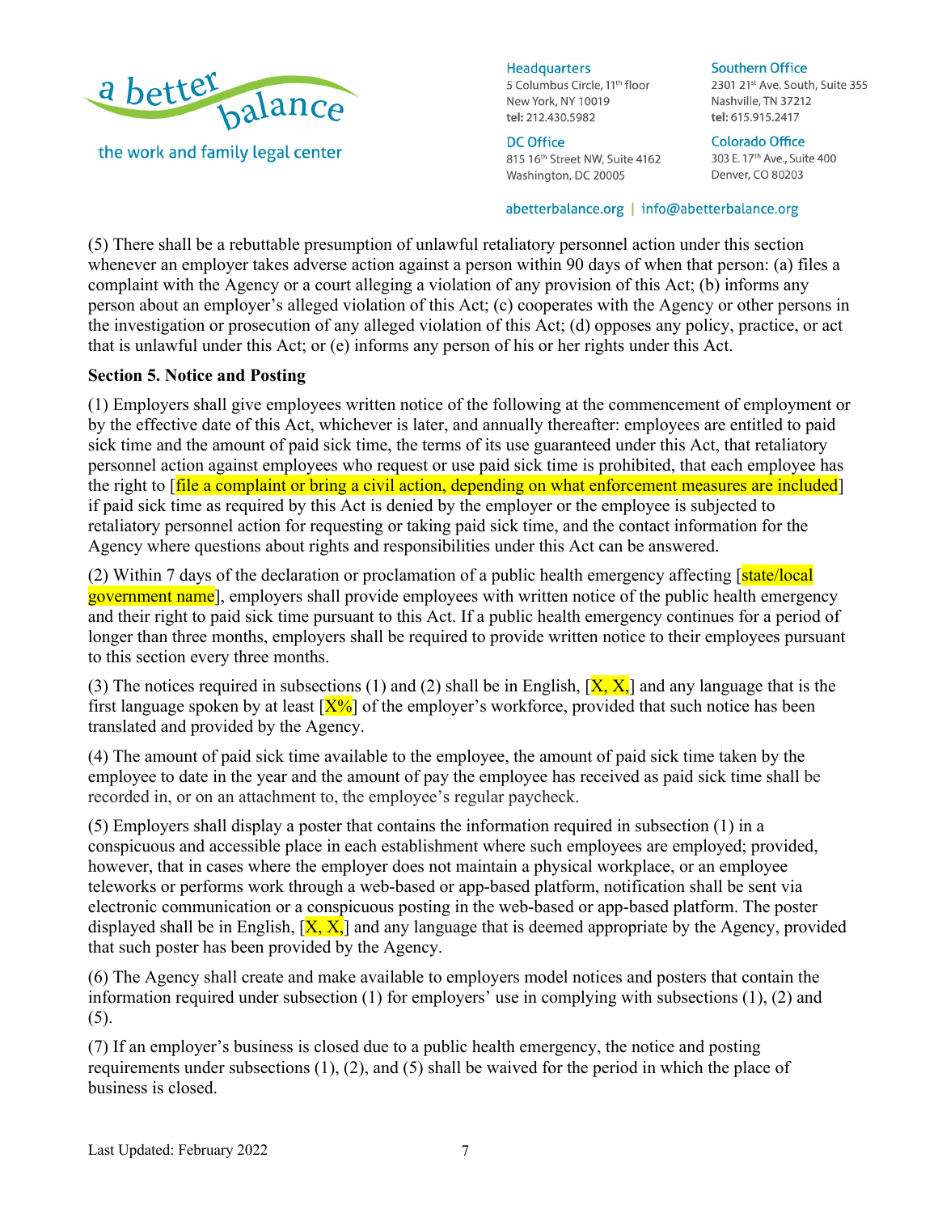(5) There shall be a rebuttable presumption of unlawful retaliatory personnel action under this section whenever an employer takes adverse action against a person within 90 days of when that person: (a) files a complaint with the Agency or a court alleging a violation of any provision of this Act; (b) informs any person about an employer's alleged violation of this Act; (c) cooperates with the Agency or other persons in the investigation or prosecution of any alleged violation of this Act; (d) opposes any policy, practice, or act that is unlawful under this Act; or (e) informs any person of his or her rights under this Act.

**Section 5. Notice and Posting**

(1) Employers shall give employees written notice of the following at the commencement of employment or by the effective date of this Act, whichever is later, and annually thereafter: employees are entitled to paid sick time and the amount of paid sick time, the terms of its use guaranteed under this Act, that retaliatory personnel action against employees who request or use paid sick time is prohibited, that each employee has the right to [file a complaint or bring a civil action, depending on what enforcement measures are included] if paid sick time as required by this Act is denied by the employer or the employee is subjected to retaliatory personnel action for requesting or taking paid sick time, and the contact information for the Agency where questions about rights and responsibilities under this Act can be answered.

(2) Within 7 days of the declaration or proclamation of a public health emergency affecting [state/local government name], employers shall provide employees with written notice of the public health emergency and their right to paid sick time pursuant to this Act. If a public health emergency continues for a period of longer than three months, employers shall be required to provide written notice to their employees pursuant to this section every three months.

(3) The notices required in subsections (1) and (2) shall be in English, [X, X,] and any language that is the first language spoken by at least [X%] of the employer's workforce, provided that such notice has been translated and provided by the Agency.

(4) The amount of paid sick time available to the employee, the amount of paid sick time taken by the employee to date in the year and the amount of pay the employee has received as paid sick time shall be recorded in, or on an attachment to, the employee's regular paycheck.

(5) Employers shall display a poster that contains the information required in subsection (1) in a conspicuous and accessible place in each establishment where such employees are employed; provided, however, that in cases where the employer does not maintain a physical workplace, or an employee teleworks or performs work through a web-based or app-based platform, notification shall be sent via electronic communication or a conspicuous posting in the web-based or app-based platform. The poster displayed shall be in English, [X, X,] and any language that is deemed appropriate by the Agency, provided that such poster has been provided by the Agency.

(6) The Agency shall create and make available to employers model notices and posters that contain the information required under subsection (1) for employers' use in complying with subsections (1), (2) and (5).

(7) If an employer's business is closed due to a public health emergency, the notice and posting requirements under subsections (1), (2), and (5) shall be waived for the period in which the place of business is closed.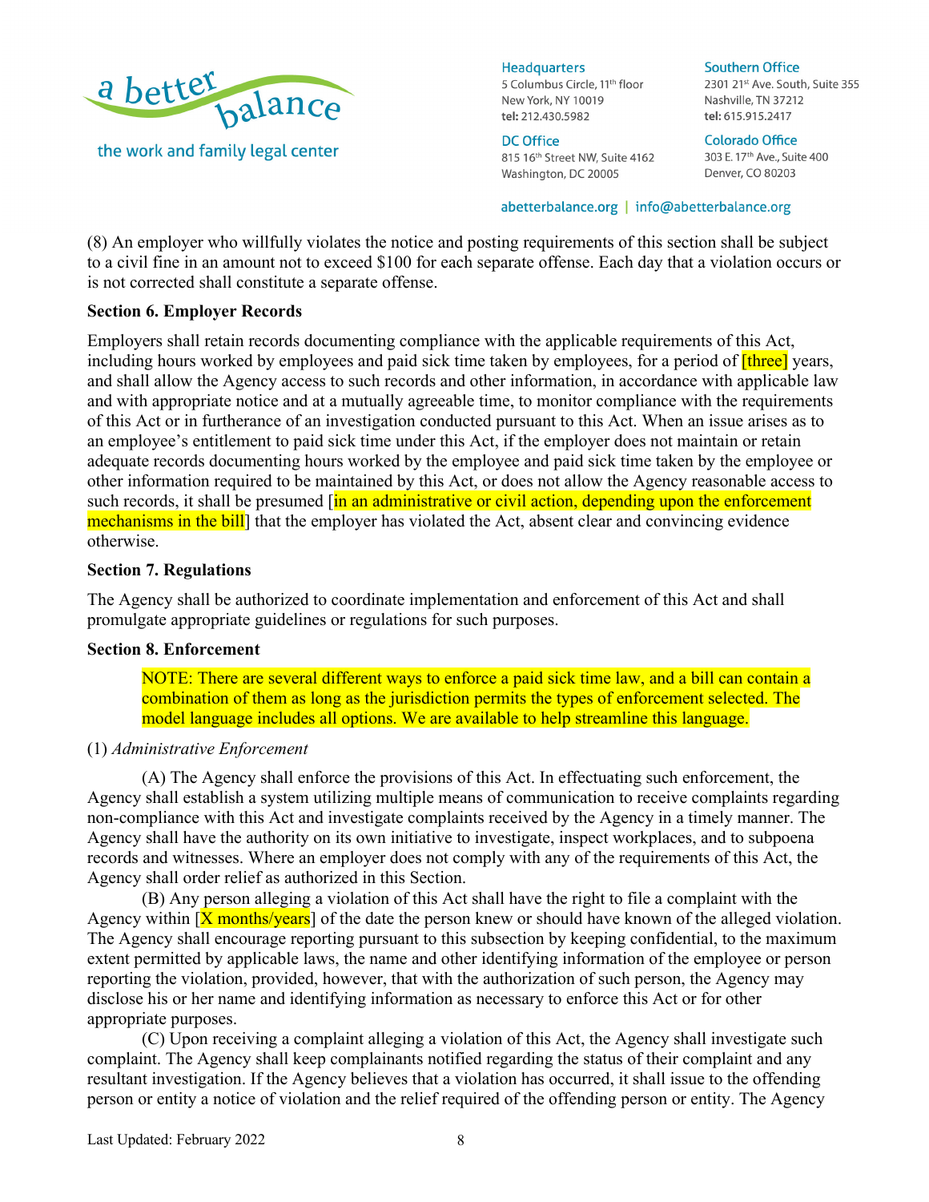(8) An employer who willfully violates the notice and posting requirements of this section shall be subject to a civil fine in an amount not to exceed $100 for each separate offense. Each day that a violation occurs or is not corrected shall constitute a separate offense.

**Section 6. Employer Records**

Employers shall retain records documenting compliance with the applicable requirements of this Act, including hours worked by employees and paid sick time taken by employees, for a period of [three] years, and shall allow the Agency access to such records and other information, in accordance with applicable law and with appropriate notice and at a mutually agreeable time, to monitor compliance with the requirements of this Act or in furtherance of an investigation conducted pursuant to this Act. When an issue arises as to an employee's entitlement to paid sick time under this Act, if the employer does not maintain or retain adequate records documenting hours worked by the employee and paid sick time taken by the employee or other information required to be maintained by this Act, or does not allow the Agency reasonable access to such records, it shall be presumed [in an administrative or civil action, depending upon the enforcement mechanisms in the bill] that the employer has violated the Act, absent clear and convincing evidence otherwise.

**Section 7. Regulations**

The Agency shall be authorized to coordinate implementation and enforcement of this Act and shall promulgate appropriate guidelines or regulations for such purposes.

**Section 8. Enforcement**

> NOTE: There are several different ways to enforce a paid sick time law, and a bill can contain a combination of them as long as the jurisdiction permits the types of enforcement selected. The model language includes all options. We are available to help streamline this language.

(1) *Administrative Enforcement*

(A) The Agency shall enforce the provisions of this Act. In effectuating such enforcement, the Agency shall establish a system utilizing multiple means of communication to receive complaints regarding non-compliance with this Act and investigate complaints received by the Agency in a timely manner. The Agency shall have the authority on its own initiative to investigate, inspect workplaces, and to subpoena records and witnesses. Where an employer does not comply with any of the requirements of this Act, the Agency shall order relief as authorized in this Section.

(B) Any person alleging a violation of this Act shall have the right to file a complaint with the Agency within [X months/years] of the date the person knew or should have known of the alleged violation. The Agency shall encourage reporting pursuant to this subsection by keeping confidential, to the maximum extent permitted by applicable laws, the name and other identifying information of the employee or person reporting the violation, provided, however, that with the authorization of such person, the Agency may disclose his or her name and identifying information as necessary to enforce this Act or for other appropriate purposes.

(C) Upon receiving a complaint alleging a violation of this Act, the Agency shall investigate such complaint. The Agency shall keep complainants notified regarding the status of their complaint and any resultant investigation. If the Agency believes that a violation has occurred, it shall issue to the offending person or entity a notice of violation and the relief required of the offending person or entity. The Agency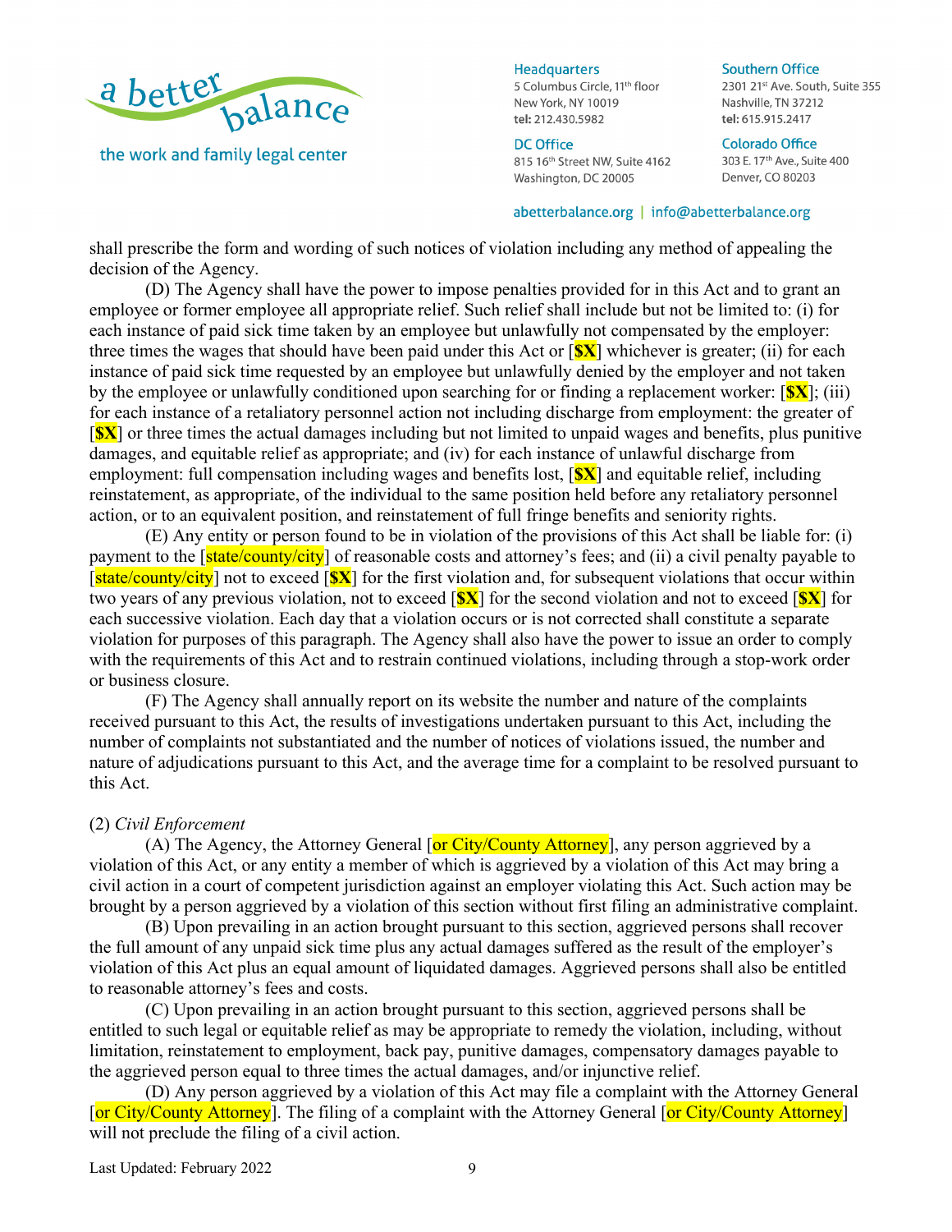shall prescribe the form and wording of such notices of violation including any method of appealing the decision of the Agency.

(D) The Agency shall have the power to impose penalties provided for in this Act and to grant an employee or former employee all appropriate relief. Such relief shall include but not be limited to: (i) for each instance of paid sick time taken by an employee but unlawfully not compensated by the employer: three times the wages that should have been paid under this Act or [**$X**] whichever is greater; (ii) for each instance of paid sick time requested by an employee but unlawfully denied by the employer and not taken by the employee or unlawfully conditioned upon searching for or finding a replacement worker: [**$X**]; (iii) for each instance of a retaliatory personnel action not including discharge from employment: the greater of [**$X**] or three times the actual damages including but not limited to unpaid wages and benefits, plus punitive damages, and equitable relief as appropriate; and (iv) for each instance of unlawful discharge from employment: full compensation including wages and benefits lost, [**$X**] and equitable relief, including reinstatement, as appropriate, of the individual to the same position held before any retaliatory personnel action, or to an equivalent position, and reinstatement of full fringe benefits and seniority rights.

(E) Any entity or person found to be in violation of the provisions of this Act shall be liable for: (i) payment to the [state/county/city] of reasonable costs and attorney's fees; and (ii) a civil penalty payable to [state/county/city] not to exceed [**$X**] for the first violation and, for subsequent violations that occur within two years of any previous violation, not to exceed [**$X**] for the second violation and not to exceed [**$X**] for each successive violation. Each day that a violation occurs or is not corrected shall constitute a separate violation for purposes of this paragraph. The Agency shall also have the power to issue an order to comply with the requirements of this Act and to restrain continued violations, including through a stop-work order or business closure.

(F) The Agency shall annually report on its website the number and nature of the complaints received pursuant to this Act, the results of investigations undertaken pursuant to this Act, including the number of complaints not substantiated and the number of notices of violations issued, the number and nature of adjudications pursuant to this Act, and the average time for a complaint to be resolved pursuant to this Act.

(2) *Civil Enforcement*

(A) The Agency, the Attorney General [or City/County Attorney], any person aggrieved by a violation of this Act, or any entity a member of which is aggrieved by a violation of this Act may bring a civil action in a court of competent jurisdiction against an employer violating this Act. Such action may be brought by a person aggrieved by a violation of this section without first filing an administrative complaint.

(B) Upon prevailing in an action brought pursuant to this section, aggrieved persons shall recover the full amount of any unpaid sick time plus any actual damages suffered as the result of the employer's violation of this Act plus an equal amount of liquidated damages. Aggrieved persons shall also be entitled to reasonable attorney's fees and costs.

(C) Upon prevailing in an action brought pursuant to this section, aggrieved persons shall be entitled to such legal or equitable relief as may be appropriate to remedy the violation, including, without limitation, reinstatement to employment, back pay, punitive damages, compensatory damages payable to the aggrieved person equal to three times the actual damages, and/or injunctive relief.

(D) Any person aggrieved by a violation of this Act may file a complaint with the Attorney General [or City/County Attorney]. The filing of a complaint with the Attorney General [or City/County Attorney] will not preclude the filing of a civil action.

Last Updated: February 2022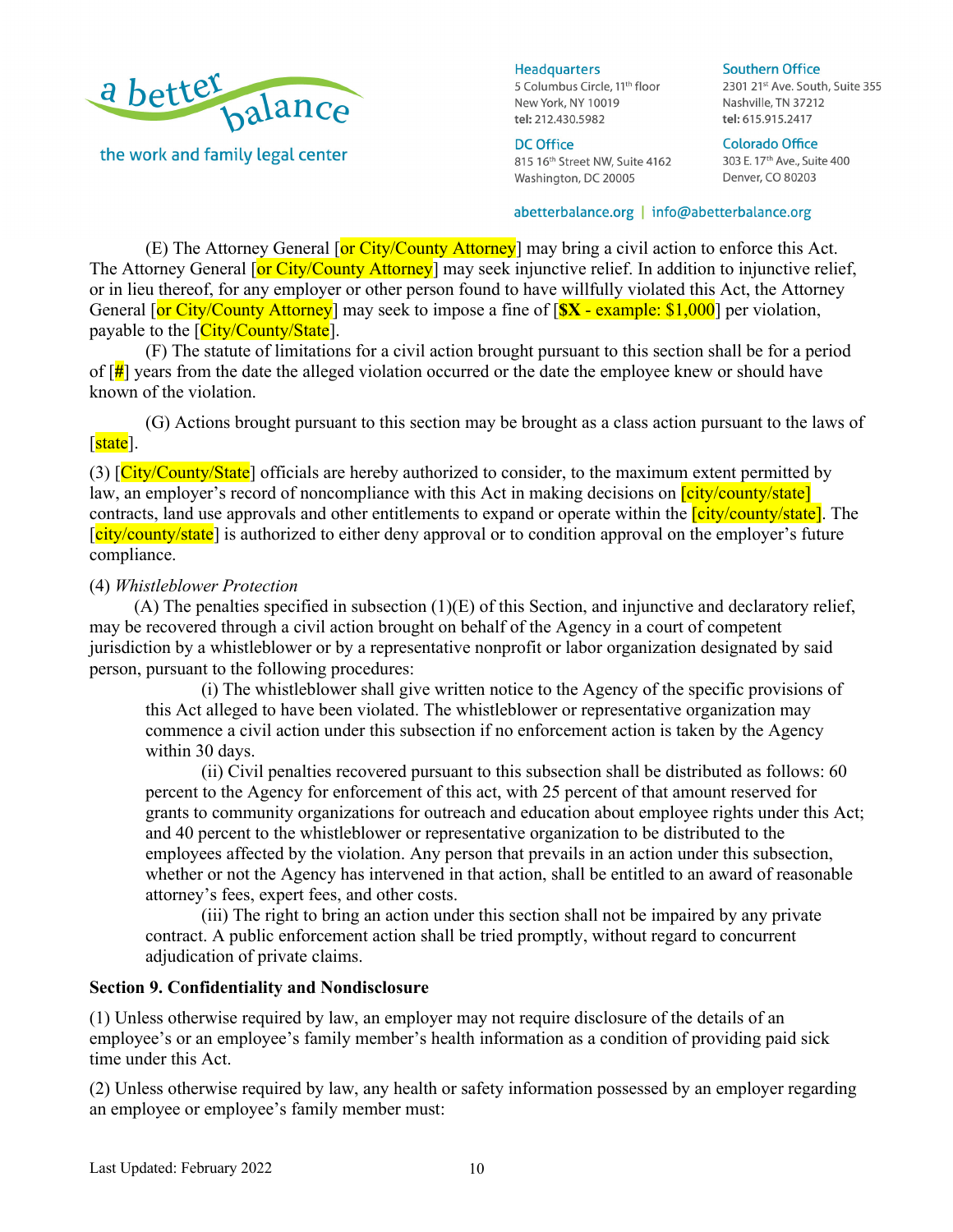(E) The Attorney General [or City/County Attorney] may bring a civil action to enforce this Act. The Attorney General [or City/County Attorney] may seek injunctive relief. In addition to injunctive relief, or in lieu thereof, for any employer or other person found to have willfully violated this Act, the Attorney General [or City/County Attorney] may seek to impose a fine of [**$X** - example: $1,000] per violation, payable to the [City/County/State].

(F) The statute of limitations for a civil action brought pursuant to this section shall be for a period of [#] years from the date the alleged violation occurred or the date the employee knew or should have known of the violation.

(G) Actions brought pursuant to this section may be brought as a class action pursuant to the laws of [state].

(3) [City/County/State] officials are hereby authorized to consider, to the maximum extent permitted by law, an employer's record of noncompliance with this Act in making decisions on [city/county/state] contracts, land use approvals and other entitlements to expand or operate within the [city/county/state]. The [city/county/state] is authorized to either deny approval or to condition approval on the employer's future compliance.

(4) *Whistleblower Protection*

(A) The penalties specified in subsection (1)(E) of this Section, and injunctive and declaratory relief, may be recovered through a civil action brought on behalf of the Agency in a court of competent jurisdiction by a whistleblower or by a representative nonprofit or labor organization designated by said person, pursuant to the following procedures:

(i) The whistleblower shall give written notice to the Agency of the specific provisions of this Act alleged to have been violated. The whistleblower or representative organization may commence a civil action under this subsection if no enforcement action is taken by the Agency within 30 days.

(ii) Civil penalties recovered pursuant to this subsection shall be distributed as follows: 60 percent to the Agency for enforcement of this act, with 25 percent of that amount reserved for grants to community organizations for outreach and education about employee rights under this Act; and 40 percent to the whistleblower or representative organization to be distributed to the employees affected by the violation. Any person that prevails in an action under this subsection, whether or not the Agency has intervened in that action, shall be entitled to an award of reasonable attorney's fees, expert fees, and other costs.

(iii) The right to bring an action under this section shall not be impaired by any private contract. A public enforcement action shall be tried promptly, without regard to concurrent adjudication of private claims.

**Section 9. Confidentiality and Nondisclosure**

(1) Unless otherwise required by law, an employer may not require disclosure of the details of an employee's or an employee's family member's health information as a condition of providing paid sick time under this Act.

(2) Unless otherwise required by law, any health or safety information possessed by an employer regarding an employee or employee's family member must: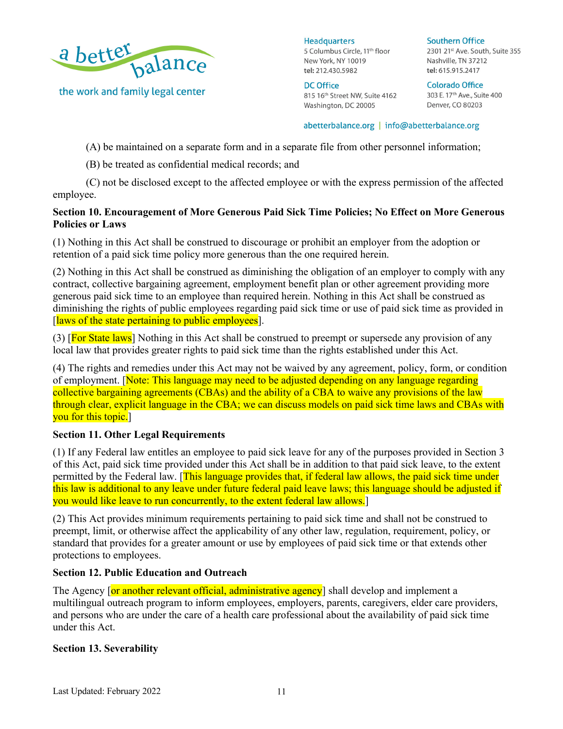(A) be maintained on a separate form and in a separate file from other personnel information;

(B) be treated as confidential medical records; and

(C) not be disclosed except to the affected employee or with the express permission of the affected employee.

**Section 10. Encouragement of More Generous Paid Sick Time Policies; No Effect on More Generous Policies or Laws**

(1) Nothing in this Act shall be construed to discourage or prohibit an employer from the adoption or retention of a paid sick time policy more generous than the one required herein.

(2) Nothing in this Act shall be construed as diminishing the obligation of an employer to comply with any contract, collective bargaining agreement, employment benefit plan or other agreement providing more generous paid sick time to an employee than required herein. Nothing in this Act shall be construed as diminishing the rights of public employees regarding paid sick time or use of paid sick time as provided in [laws of the state pertaining to public employees].

(3) [For State laws] Nothing in this Act shall be construed to preempt or supersede any provision of any local law that provides greater rights to paid sick time than the rights established under this Act.

(4) The rights and remedies under this Act may not be waived by any agreement, policy, form, or condition of employment. [Note: This language may need to be adjusted depending on any language regarding collective bargaining agreements (CBAs) and the ability of a CBA to waive any provisions of the law through clear, explicit language in the CBA; we can discuss models on paid sick time laws and CBAs with you for this topic.]

**Section 11. Other Legal Requirements**

(1) If any Federal law entitles an employee to paid sick leave for any of the purposes provided in Section 3 of this Act, paid sick time provided under this Act shall be in addition to that paid sick leave, to the extent permitted by the Federal law. [This language provides that, if federal law allows, the paid sick time under this law is additional to any leave under future federal paid leave laws; this language should be adjusted if you would like leave to run concurrently, to the extent federal law allows.]

(2) This Act provides minimum requirements pertaining to paid sick time and shall not be construed to preempt, limit, or otherwise affect the applicability of any other law, regulation, requirement, policy, or standard that provides for a greater amount or use by employees of paid sick time or that extends other protections to employees.

**Section 12. Public Education and Outreach**

The Agency [or another relevant official, administrative agency] shall develop and implement a multilingual outreach program to inform employees, employers, parents, caregivers, elder care providers, and persons who are under the care of a health care professional about the availability of paid sick time under this Act.

**Section 13. Severability**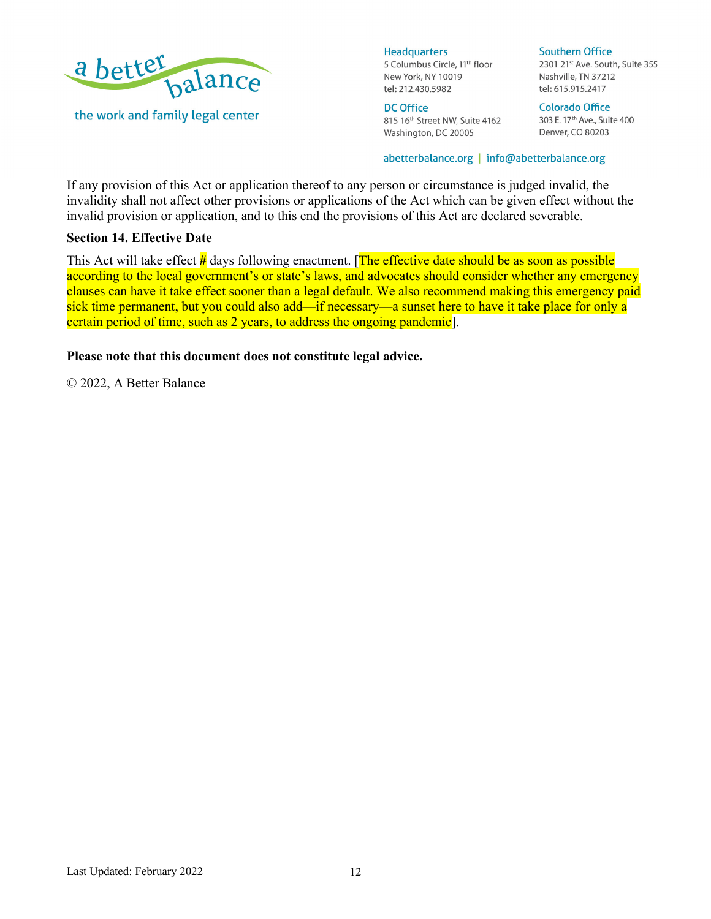If any provision of this Act or application thereof to any person or circumstance is judged invalid, the invalidity shall not affect other provisions or applications of the Act which can be given effect without the invalid provision or application, and to this end the provisions of this Act are declared severable.

**Section 14. Effective Date**

This Act will take effect # days following enactment. [The effective date should be as soon as possible according to the local government's or state's laws, and advocates should consider whether any emergency clauses can have it take effect sooner than a legal default. We also recommend making this emergency paid sick time permanent, but you could also add—if necessary—a sunset here to have it take place for only a certain period of time, such as 2 years, to address the ongoing pandemic].

**Please note that this document does not constitute legal advice.**

© 2022, A Better Balance

Last Updated: February 2022